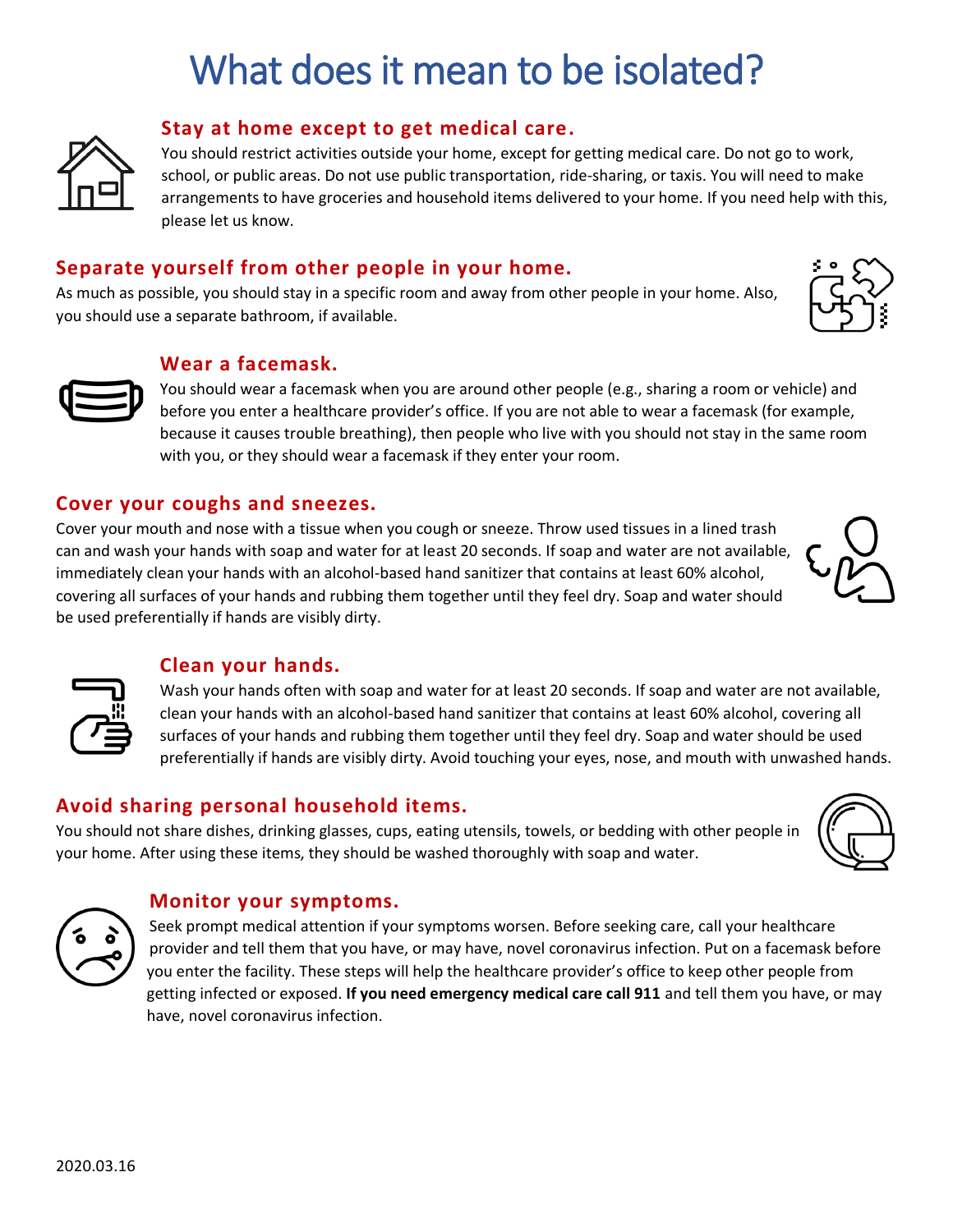# What does it mean to be isolated?

## Stay at home except to get medical care.

You should restrict activities outside your home, except for getting medical care. Do not go to work, school, or public areas. Do not use public transportation, ride-sharing, or taxis. You will need to make arrangements to have groceries and household items delivered to your home. If you need help with this, please let us know.

## Separate yourself from other people in your home.

As much as possible, you should stay in a specific room and away from other people in your home. Also, you should use a separate bathroom, if available.

## Wear a facemask.

You should wear a facemask when you are around other people (e.g., sharing a room or vehicle) and before you enter a healthcare provider's office. If you are not able to wear a facemask (for example, because it causes trouble breathing), then people who live with you should not stay in the same room with you, or they should wear a facemask if they enter your room.

## Cover your coughs and sneezes.

Cover your mouth and nose with a tissue when you cough or sneeze. Throw used tissues in a lined trash can and wash your hands with soap and water for at least 20 seconds. If soap and water are not available, immediately clean your hands with an alcohol-based hand sanitizer that contains at least 60% alcohol, covering all surfaces of your hands and rubbing them together until they feel dry. Soap and water should be used preferentially if hands are visibly dirty.

## Clean your hands.

Wash your hands often with soap and water for at least 20 seconds. If soap and water are not available, clean your hands with an alcohol-based hand sanitizer that contains at least 60% alcohol, covering all surfaces of your hands and rubbing them together until they feel dry. Soap and water should be used preferentially if hands are visibly dirty. Avoid touching your eyes, nose, and mouth with unwashed hands.

## Avoid sharing personal household items.

You should not share dishes, drinking glasses, cups, eating utensils, towels, or bedding with other people in your home. After using these items, they should be washed thoroughly with soap and water.

## Monitor your symptoms.

Seek prompt medical attention if your symptoms worsen. Before seeking care, call your healthcare provider and tell them that you have, or may have, novel coronavirus infection. Put on a facemask before you enter the facility. These steps will help the healthcare provider's office to keep other people from getting infected or exposed. **If you need emergency medical care call 911** and tell them you have, or may have, novel coronavirus infection.

2020.03.16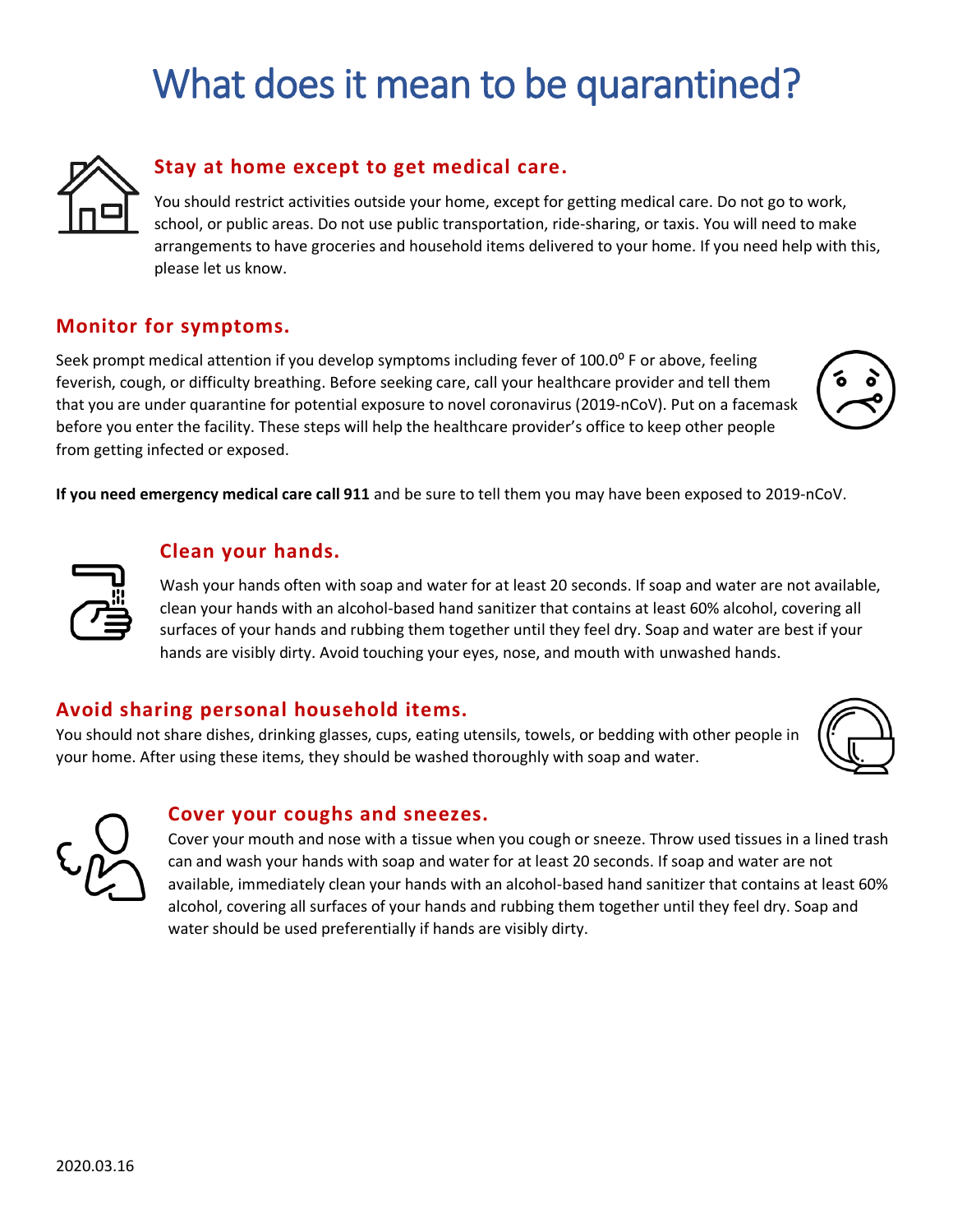# What does it mean to be quarantined?

## Stay at home except to get medical care.

You should restrict activities outside your home, except for getting medical care. Do not go to work, school, or public areas. Do not use public transportation, ride-sharing, or taxis. You will need to make arrangements to have groceries and household items delivered to your home. If you need help with this, please let us know.

## Monitor for symptoms.

Seek prompt medical attention if you develop symptoms including fever of 100.0$^{0}$ F or above, feeling feverish, cough, or difficulty breathing. Before seeking care, call your healthcare provider and tell them that you are under quarantine for potential exposure to novel coronavirus (2019-nCoV). Put on a facemask before you enter the facility. These steps will help the healthcare provider's office to keep other people from getting infected or exposed.

**If you need emergency medical care call 911** and be sure to tell them you may have been exposed to 2019-nCoV.

## Clean your hands.

Wash your hands often with soap and water for at least 20 seconds. If soap and water are not available, clean your hands with an alcohol-based hand sanitizer that contains at least 60% alcohol, covering all surfaces of your hands and rubbing them together until they feel dry. Soap and water are best if your hands are visibly dirty. Avoid touching your eyes, nose, and mouth with unwashed hands.

## Avoid sharing personal household items.

You should not share dishes, drinking glasses, cups, eating utensils, towels, or bedding with other people in your home. After using these items, they should be washed thoroughly with soap and water.

## Cover your coughs and sneezes.

Cover your mouth and nose with a tissue when you cough or sneeze. Throw used tissues in a lined trash can and wash your hands with soap and water for at least 20 seconds. If soap and water are not available, immediately clean your hands with an alcohol-based hand sanitizer that contains at least 60% alcohol, covering all surfaces of your hands and rubbing them together until they feel dry. Soap and water should be used preferentially if hands are visibly dirty.

2020.03.16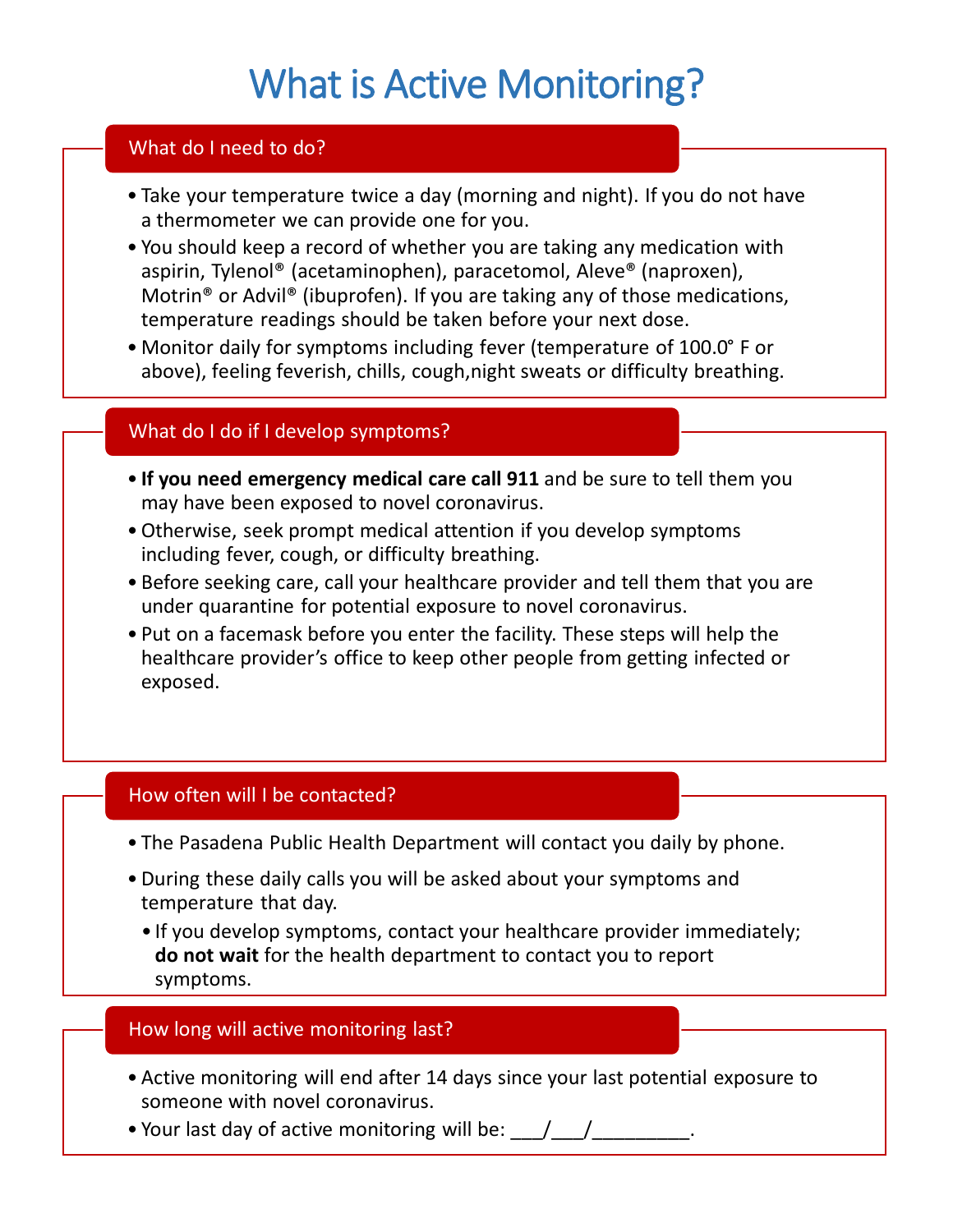# What is Active Monitoring?

## What do I need to do?

- Take your temperature twice a day (morning and night). If you do not have a thermometer we can provide one for you.
- You should keep a record of whether you are taking any medication with aspirin, Tylenol® (acetaminophen), paracetomol, Aleve® (naproxen), Motrin® or Advil® (ibuprofen). If you are taking any of those medications, temperature readings should be taken before your next dose.
- Monitor daily for symptoms including fever (temperature of 100.0° F or above), feeling feverish, chills, cough,night sweats or difficulty breathing.

## What do I do if I develop symptoms?

- **If you need emergency medical care call 911** and be sure to tell them you may have been exposed to novel coronavirus.
- Otherwise, seek prompt medical attention if you develop symptoms including fever, cough, or difficulty breathing.
- Before seeking care, call your healthcare provider and tell them that you are under quarantine for potential exposure to novel coronavirus.
- Put on a facemask before you enter the facility. These steps will help the healthcare provider's office to keep other people from getting infected or exposed.

## How often will I be contacted?

- The Pasadena Public Health Department will contact you daily by phone.
- During these daily calls you will be asked about your symptoms and temperature that day.
  - If you develop symptoms, contact your healthcare provider immediately; **do not wait** for the health department to contact you to report symptoms.

## How long will active monitoring last?

- Active monitoring will end after 14 days since your last potential exposure to someone with novel coronavirus.
- Your last day of active monitoring will be: ___/___/_________.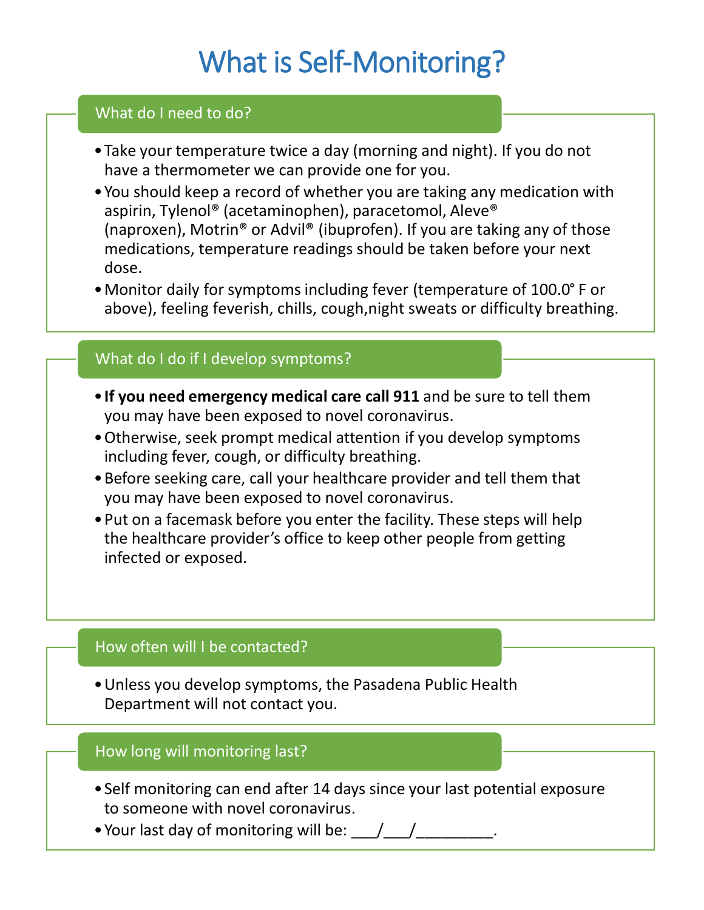# What is Self-Monitoring?

## What do I need to do?

- Take your temperature twice a day (morning and night). If you do not have a thermometer we can provide one for you.
- You should keep a record of whether you are taking any medication with aspirin, Tylenol® (acetaminophen), paracetomol, Aleve® (naproxen), Motrin® or Advil® (ibuprofen). If you are taking any of those medications, temperature readings should be taken before your next dose.
- Monitor daily for symptoms including fever (temperature of 100.0° F or above), feeling feverish, chills, cough,night sweats or difficulty breathing.

## What do I do if I develop symptoms?

- **If you need emergency medical care call 911** and be sure to tell them you may have been exposed to novel coronavirus.
- Otherwise, seek prompt medical attention if you develop symptoms including fever, cough, or difficulty breathing.
- Before seeking care, call your healthcare provider and tell them that you may have been exposed to novel coronavirus.
- Put on a facemask before you enter the facility. These steps will help the healthcare provider's office to keep other people from getting infected or exposed.

## How often will I be contacted?

- Unless you develop symptoms, the Pasadena Public Health Department will not contact you.

## How long will monitoring last?

- Self monitoring can end after 14 days since your last potential exposure to someone with novel coronavirus.
- Your last day of monitoring will be: ___/___/_________.